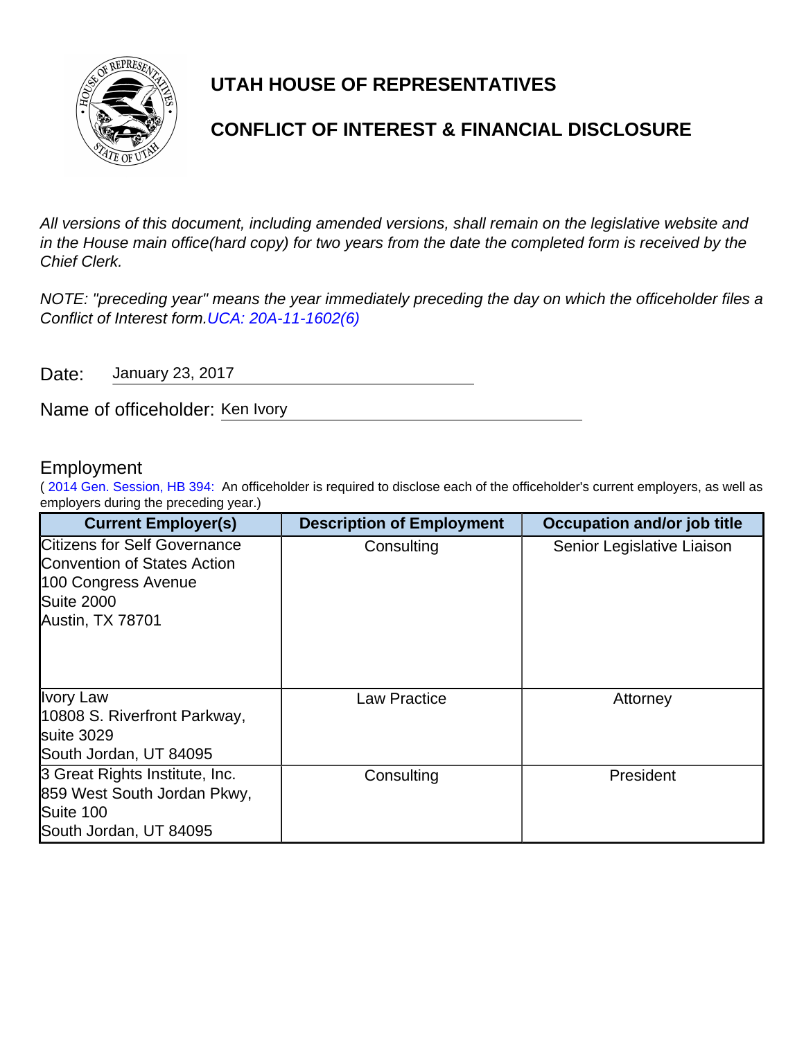# UTAH HOUSE OF REPRESENTATIVES

## CONFLICT OF INTEREST & FINANCIAL DISCLOSURE

*All versions of this document, including amended versions, shall remain on the legislative website and in the House main office(hard copy) for two years from the date the completed form is received by the Chief Clerk.*

*NOTE: "preceding year" means the year immediately preceding the day on which the officeholder files a Conflict of Interest form.UCA: 20A-11-1602(6)*

Date: January 23, 2017

Name of officeholder: Ken Ivory

### Employment

( 2014 Gen. Session, HB 394: An officeholder is required to disclose each of the officeholder's current employers, as well as employers during the preceding year.)

| Current Employer(s) | Description of Employment | Occupation and/or job title |
|---|---|---|
| Citizens for Self Governance<br>Convention of States Action<br>100 Congress Avenue<br>Suite 2000<br>Austin, TX 78701 | Consulting | Senior Legislative Liaison |
| Ivory Law<br>10808 S. Riverfront Parkway,<br>suite 3029<br>South Jordan, UT 84095 | Law Practice | Attorney |
| 3 Great Rights Institute, Inc.<br>859 West South Jordan Pkwy,<br>Suite 100<br>South Jordan, UT 84095 | Consulting | President |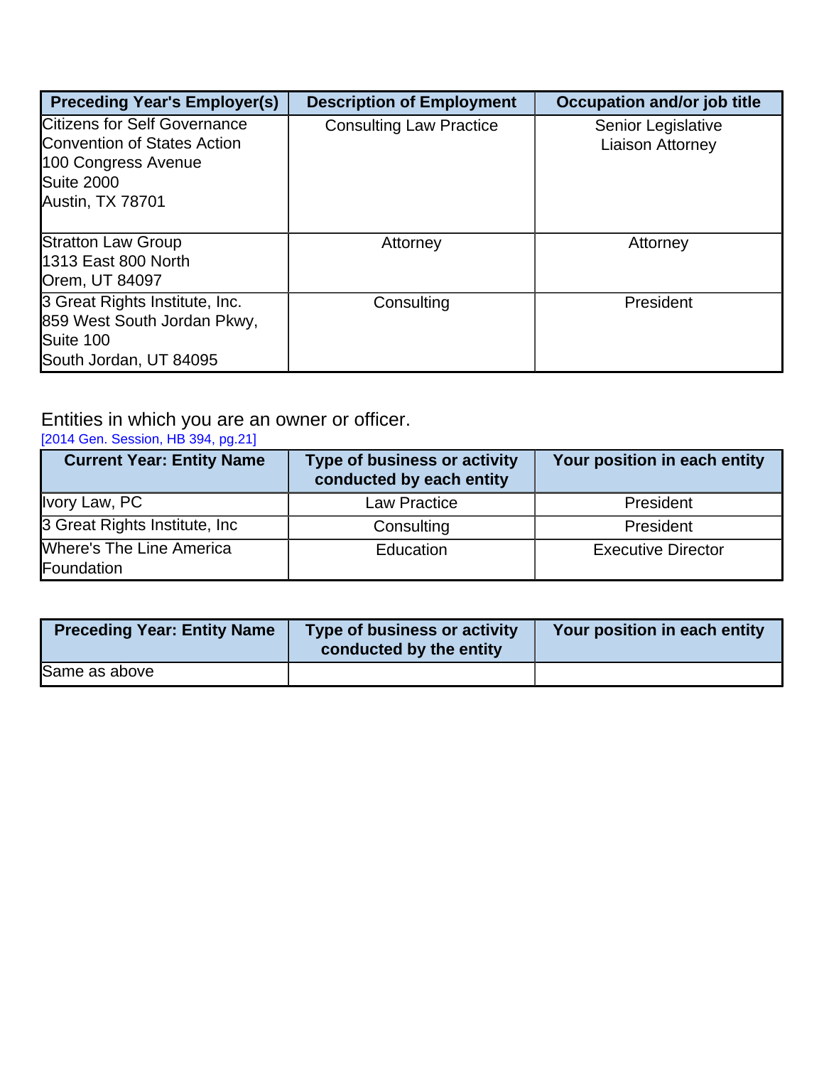| Preceding Year's Employer(s) | Description of Employment | Occupation and/or job title |
|---|---|---|
| Citizens for Self Governance<br>Convention of States Action<br>100 Congress Avenue<br>Suite 2000<br>Austin, TX 78701 | Consulting Law Practice | Senior Legislative Liaison Attorney |
| Stratton Law Group<br>1313 East 800 North<br>Orem, UT 84097 | Attorney | Attorney |
| 3 Great Rights Institute, Inc.<br>859 West South Jordan Pkwy,<br>Suite 100<br>South Jordan, UT 84095 | Consulting | President |

Entities in which you are an owner or officer.

[2014 Gen. Session, HB 394, pg.21]

| Current Year: Entity Name | Type of business or activity conducted by each entity | Your position in each entity |
|---|---|---|
| Ivory Law, PC | Law Practice | President |
| 3 Great Rights Institute, Inc | Consulting | President |
| Where's The Line America Foundation | Education | Executive Director |

| Preceding Year: Entity Name | Type of business or activity conducted by the entity | Your position in each entity |
|---|---|---|
| Same as above | | |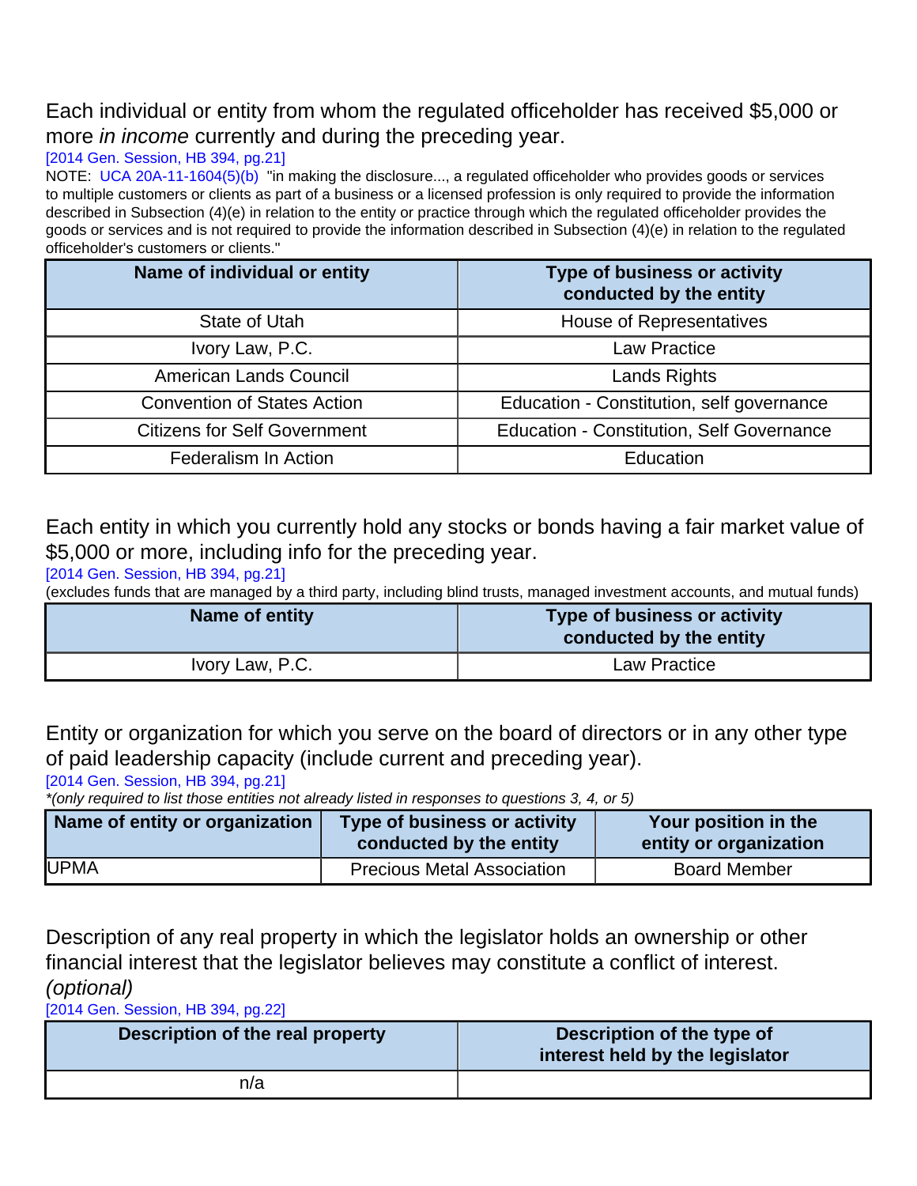## Each individual or entity from whom the regulated officeholder has received $5,000 or more *in income* currently and during the preceding year.

[2014 Gen. Session, HB 394, pg.21]

NOTE: UCA 20A-11-1604(5)(b) "in making the disclosure..., a regulated officeholder who provides goods or services to multiple customers or clients as part of a business or a licensed profession is only required to provide the information described in Subsection (4)(e) in relation to the entity or practice through which the regulated officeholder provides the goods or services and is not required to provide the information described in Subsection (4)(e) in relation to the regulated officeholder's customers or clients."

| Name of individual or entity | Type of business or activity conducted by the entity |
|---|---|
| State of Utah | House of Representatives |
| Ivory Law, P.C. | Law Practice |
| American Lands Council | Lands Rights |
| Convention of States Action | Education - Constitution, self governance |
| Citizens for Self Government | Education - Constitution, Self Governance |
| Federalism In Action | Education |

## Each entity in which you currently hold any stocks or bonds having a fair market value of $5,000 or more, including info for the preceding year.

[2014 Gen. Session, HB 394, pg.21]

(excludes funds that are managed by a third party, including blind trusts, managed investment accounts, and mutual funds)

| Name of entity | Type of business or activity conducted by the entity |
|---|---|
| Ivory Law, P.C. | Law Practice |

## Entity or organization for which you serve on the board of directors or in any other type of paid leadership capacity (include current and preceding year).

[2014 Gen. Session, HB 394, pg.21]

*(only required to list those entities not already listed in responses to questions 3, 4, or 5)*

| Name of entity or organization | Type of business or activity conducted by the entity | Your position in the entity or organization |
|---|---|---|
| UPMA | Precious Metal Association | Board Member |

## Description of any real property in which the legislator holds an ownership or other financial interest that the legislator believes may constitute a conflict of interest. *(optional)*

[2014 Gen. Session, HB 394, pg.22]

| Description of the real property | Description of the type of interest held by the legislator |
|---|---|
| n/a | |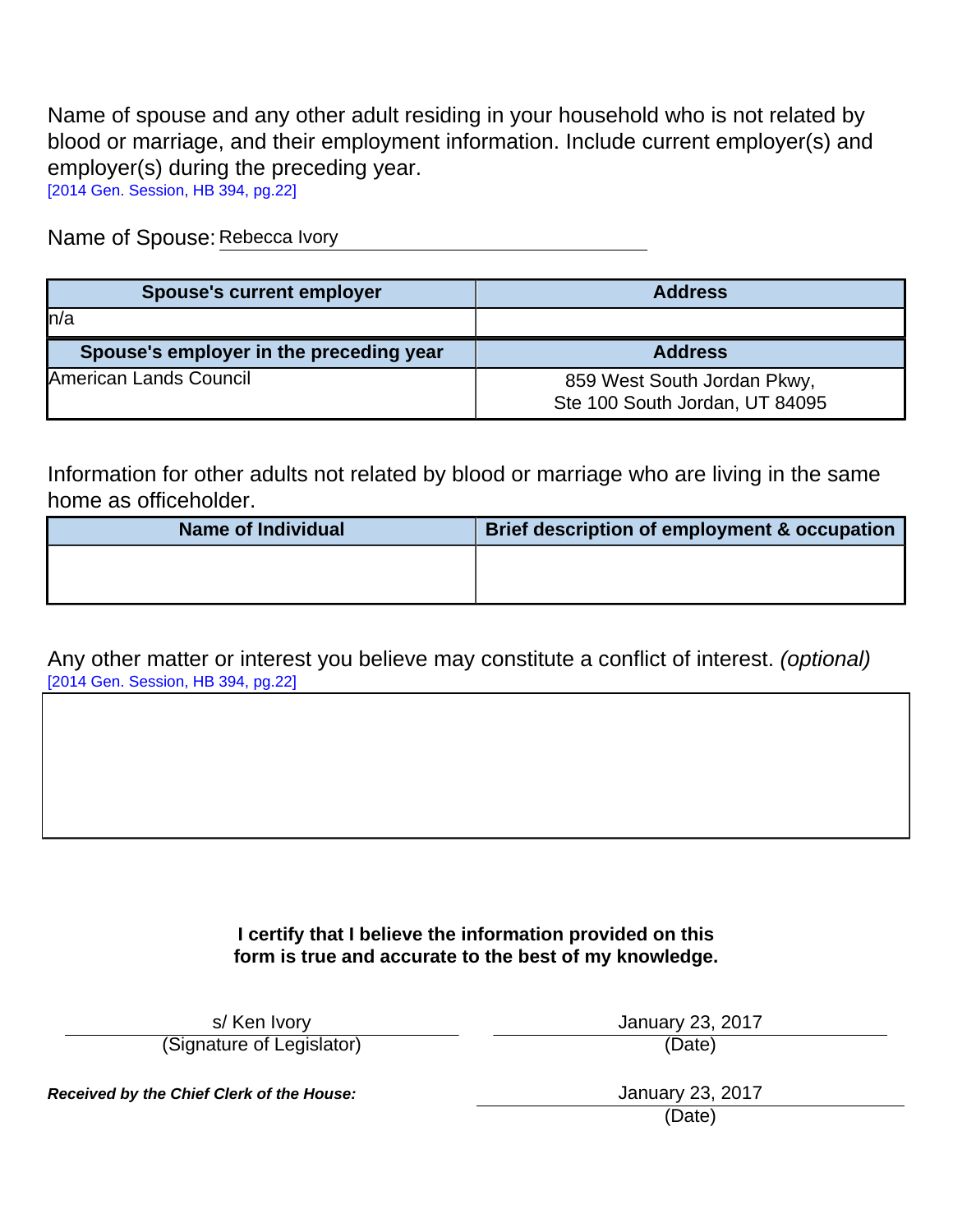Name of spouse and any other adult residing in your household who is not related by blood or marriage, and their employment information. Include current employer(s) and employer(s) during the preceding year.
[2014 Gen. Session, HB 394, pg.22]

Name of Spouse: Rebecca Ivory

| Spouse's current employer | Address |
|---|---|
| n/a | |
| **Spouse's employer in the preceding year** | **Address** |
| American Lands Council | 859 West South Jordan Pkwy, Ste 100 South Jordan, UT 84095 |

Information for other adults not related by blood or marriage who are living in the same home as officeholder.

| Name of Individual | Brief description of employment & occupation |
|---|---|
| | |

Any other matter or interest you believe may constitute a conflict of interest. *(optional)*
[2014 Gen. Session, HB 394, pg.22]

**I certify that I believe the information provided on this form is true and accurate to the best of my knowledge.**

s/ Ken Ivory
(Signature of Legislator)

January 23, 2017
(Date)

***Received by the Chief Clerk of the House:***

January 23, 2017
(Date)